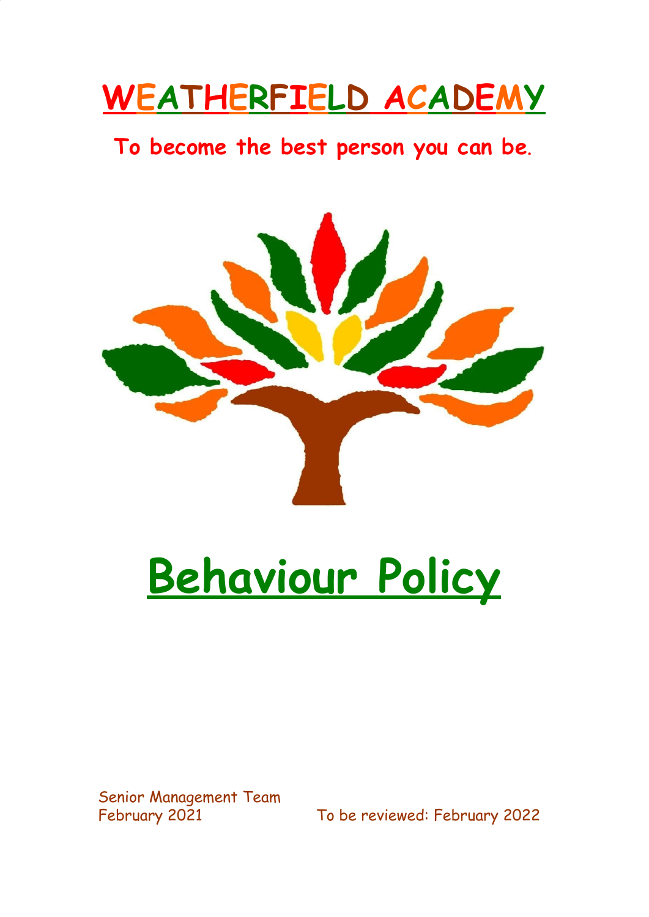# WEATHERFIELD ACADEMY

**To become the best person you can be.**

# Behaviour Policy

Senior Management Team
February 2021 To be reviewed: February 2022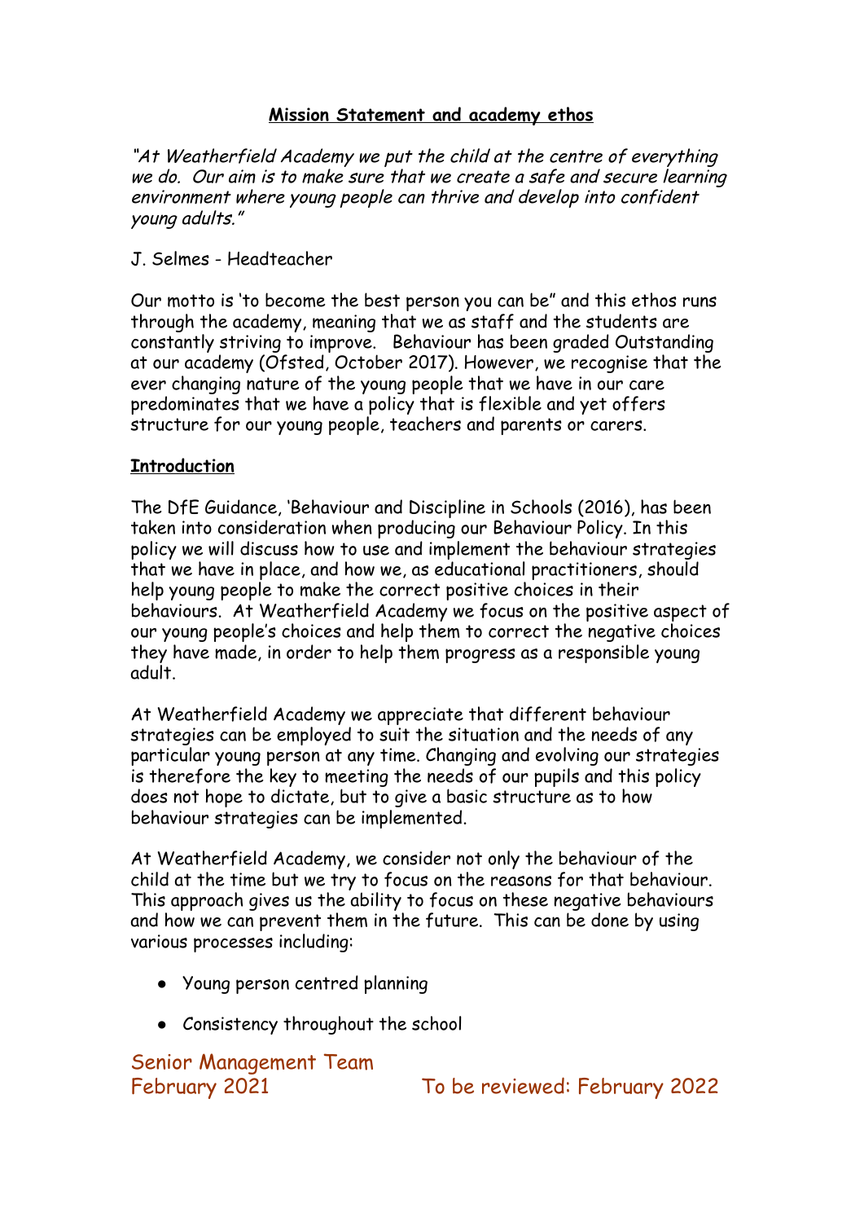**Mission Statement and academy ethos**

*"At Weatherfield Academy we put the child at the centre of everything we do. Our aim is to make sure that we create a safe and secure learning environment where young people can thrive and develop into confident young adults."*

J. Selmes - Headteacher

Our motto is 'to become the best person you can be" and this ethos runs through the academy, meaning that we as staff and the students are constantly striving to improve. Behaviour has been graded Outstanding at our academy (Ofsted, October 2017). However, we recognise that the ever changing nature of the young people that we have in our care predominates that we have a policy that is flexible and yet offers structure for our young people, teachers and parents or carers.

**Introduction**

The DfE Guidance, 'Behaviour and Discipline in Schools (2016), has been taken into consideration when producing our Behaviour Policy. In this policy we will discuss how to use and implement the behaviour strategies that we have in place, and how we, as educational practitioners, should help young people to make the correct positive choices in their behaviours. At Weatherfield Academy we focus on the positive aspect of our young people's choices and help them to correct the negative choices they have made, in order to help them progress as a responsible young adult.

At Weatherfield Academy we appreciate that different behaviour strategies can be employed to suit the situation and the needs of any particular young person at any time. Changing and evolving our strategies is therefore the key to meeting the needs of our pupils and this policy does not hope to dictate, but to give a basic structure as to how behaviour strategies can be implemented.

At Weatherfield Academy, we consider not only the behaviour of the child at the time but we try to focus on the reasons for that behaviour. This approach gives us the ability to focus on these negative behaviours and how we can prevent them in the future. This can be done by using various processes including:

- Young person centred planning
- Consistency throughout the school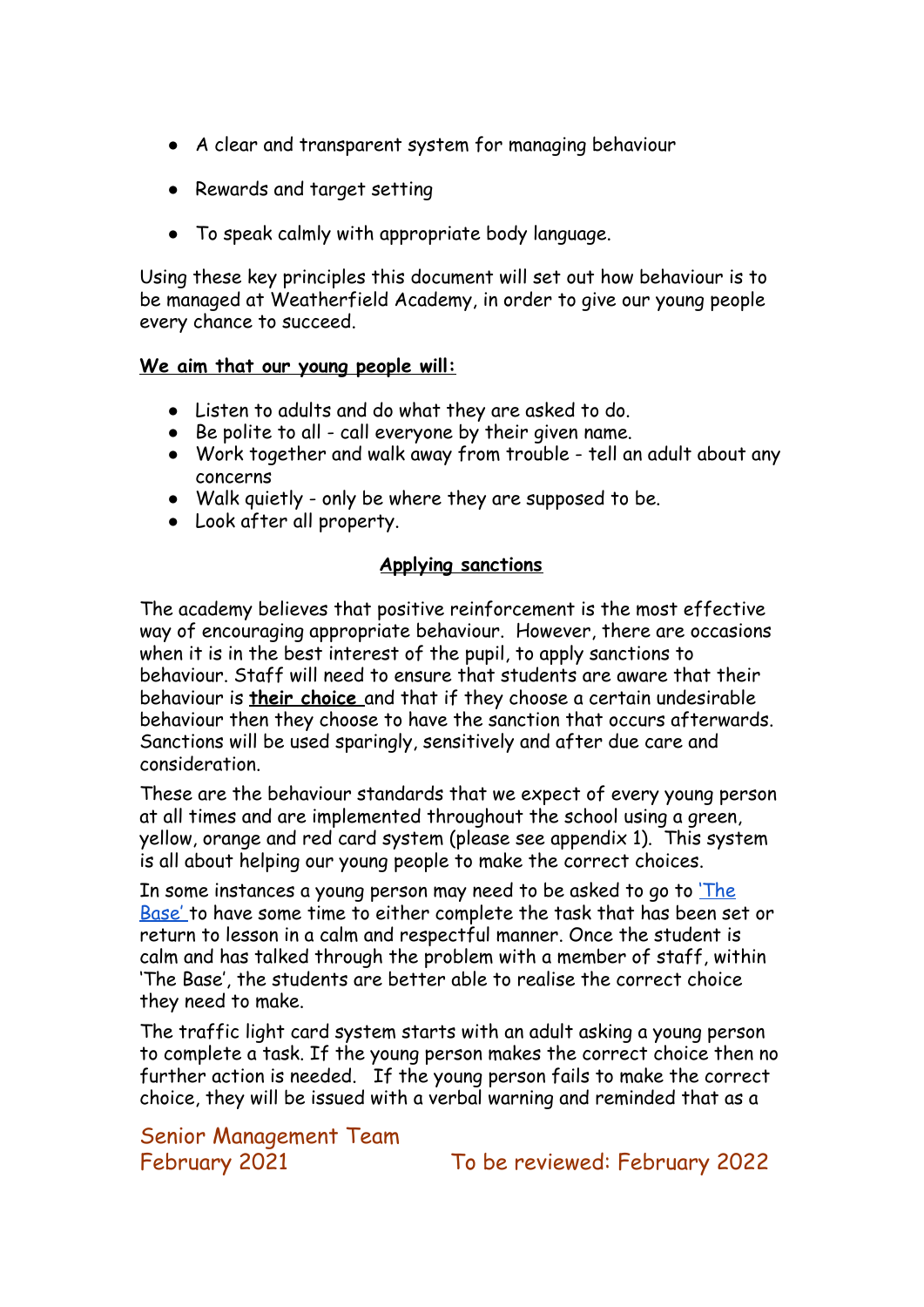- A clear and transparent system for managing behaviour
- Rewards and target setting
- To speak calmly with appropriate body language.

Using these key principles this document will set out how behaviour is to be managed at Weatherfield Academy, in order to give our young people every chance to succeed.

**We aim that our young people will:**

- Listen to adults and do what they are asked to do.
- Be polite to all - call everyone by their given name.
- Work together and walk away from trouble - tell an adult about any concerns
- Walk quietly - only be where they are supposed to be.
- Look after all property.

## Applying sanctions

The academy believes that positive reinforcement is the most effective way of encouraging appropriate behaviour. However, there are occasions when it is in the best interest of the pupil, to apply sanctions to behaviour. Staff will need to ensure that students are aware that their behaviour is **their choice** and that if they choose a certain undesirable behaviour then they choose to have the sanction that occurs afterwards. Sanctions will be used sparingly, sensitively and after due care and consideration.

These are the behaviour standards that we expect of every young person at all times and are implemented throughout the school using a green, yellow, orange and red card system (please see appendix 1). This system is all about helping our young people to make the correct choices.

In some instances a young person may need to be asked to go to 'The Base' to have some time to either complete the task that has been set or return to lesson in a calm and respectful manner. Once the student is calm and has talked through the problem with a member of staff, within 'The Base', the students are better able to realise the correct choice they need to make.

The traffic light card system starts with an adult asking a young person to complete a task. If the young person makes the correct choice then no further action is needed. If the young person fails to make the correct choice, they will be issued with a verbal warning and reminded that as a

Senior Management Team
February 2021 To be reviewed: February 2022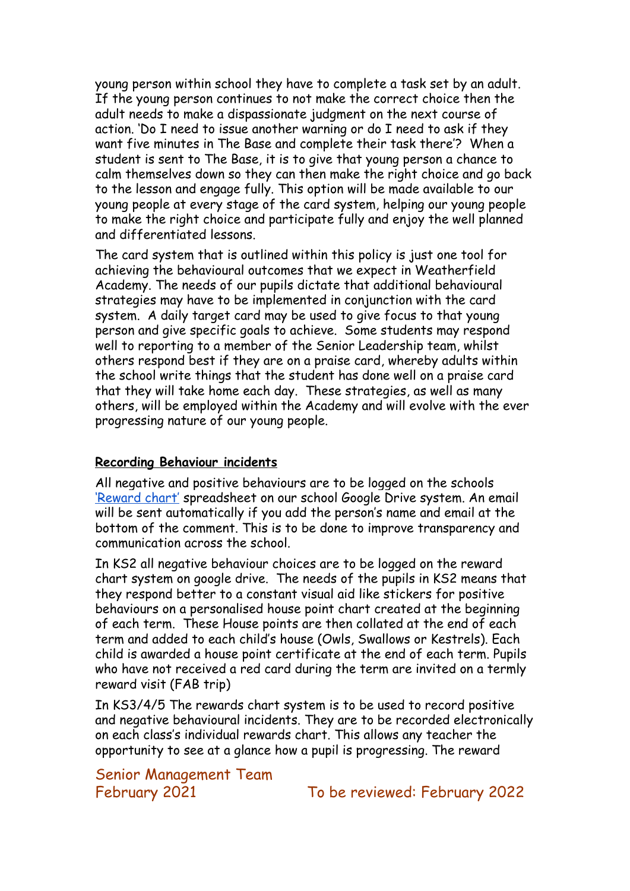young person within school they have to complete a task set by an adult. If the young person continues to not make the correct choice then the adult needs to make a dispassionate judgment on the next course of action. 'Do I need to issue another warning or do I need to ask if they want five minutes in The Base and complete their task there'? When a student is sent to The Base, it is to give that young person a chance to calm themselves down so they can then make the right choice and go back to the lesson and engage fully. This option will be made available to our young people at every stage of the card system, helping our young people to make the right choice and participate fully and enjoy the well planned and differentiated lessons.

The card system that is outlined within this policy is just one tool for achieving the behavioural outcomes that we expect in Weatherfield Academy. The needs of our pupils dictate that additional behavioural strategies may have to be implemented in conjunction with the card system. A daily target card may be used to give focus to that young person and give specific goals to achieve. Some students may respond well to reporting to a member of the Senior Leadership team, whilst others respond best if they are on a praise card, whereby adults within the school write things that the student has done well on a praise card that they will take home each day. These strategies, as well as many others, will be employed within the Academy and will evolve with the ever progressing nature of our young people.

**Recording Behaviour incidents**

All negative and positive behaviours are to be logged on the schools 'Reward chart' spreadsheet on our school Google Drive system. An email will be sent automatically if you add the person's name and email at the bottom of the comment. This is to be done to improve transparency and communication across the school.

In KS2 all negative behaviour choices are to be logged on the reward chart system on google drive. The needs of the pupils in KS2 means that they respond better to a constant visual aid like stickers for positive behaviours on a personalised house point chart created at the beginning of each term. These House points are then collated at the end of each term and added to each child's house (Owls, Swallows or Kestrels). Each child is awarded a house point certificate at the end of each term. Pupils who have not received a red card during the term are invited on a termly reward visit (FAB trip)

In KS3/4/5 The rewards chart system is to be used to record positive and negative behavioural incidents. They are to be recorded electronically on each class's individual rewards chart. This allows any teacher the opportunity to see at a glance how a pupil is progressing. The reward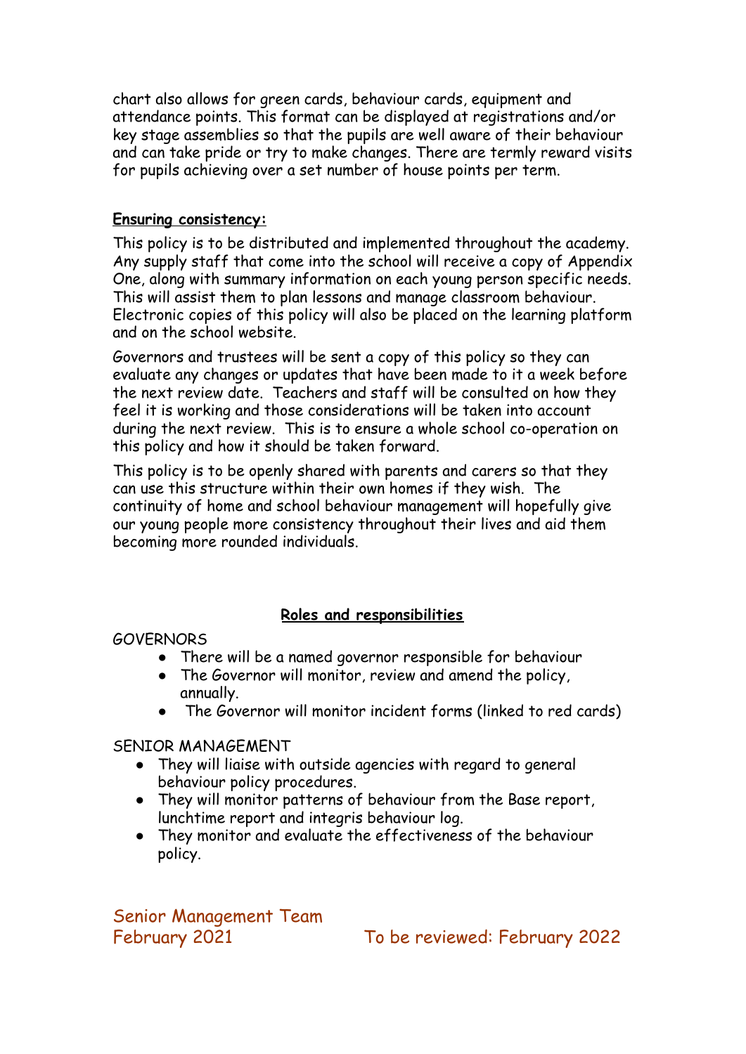chart also allows for green cards, behaviour cards, equipment and attendance points. This format can be displayed at registrations and/or key stage assemblies so that the pupils are well aware of their behaviour and can take pride or try to make changes. There are termly reward visits for pupils achieving over a set number of house points per term.

**Ensuring consistency:**

This policy is to be distributed and implemented throughout the academy. Any supply staff that come into the school will receive a copy of Appendix One, along with summary information on each young person specific needs. This will assist them to plan lessons and manage classroom behaviour. Electronic copies of this policy will also be placed on the learning platform and on the school website.

Governors and trustees will be sent a copy of this policy so they can evaluate any changes or updates that have been made to it a week before the next review date. Teachers and staff will be consulted on how they feel it is working and those considerations will be taken into account during the next review. This is to ensure a whole school co-operation on this policy and how it should be taken forward.

This policy is to be openly shared with parents and carers so that they can use this structure within their own homes if they wish. The continuity of home and school behaviour management will hopefully give our young people more consistency throughout their lives and aid them becoming more rounded individuals.

## Roles and responsibilities

GOVERNORS

- There will be a named governor responsible for behaviour
- The Governor will monitor, review and amend the policy, annually.
- The Governor will monitor incident forms (linked to red cards)

SENIOR MANAGEMENT

- They will liaise with outside agencies with regard to general behaviour policy procedures.
- They will monitor patterns of behaviour from the Base report, lunchtime report and integris behaviour log.
- They monitor and evaluate the effectiveness of the behaviour policy.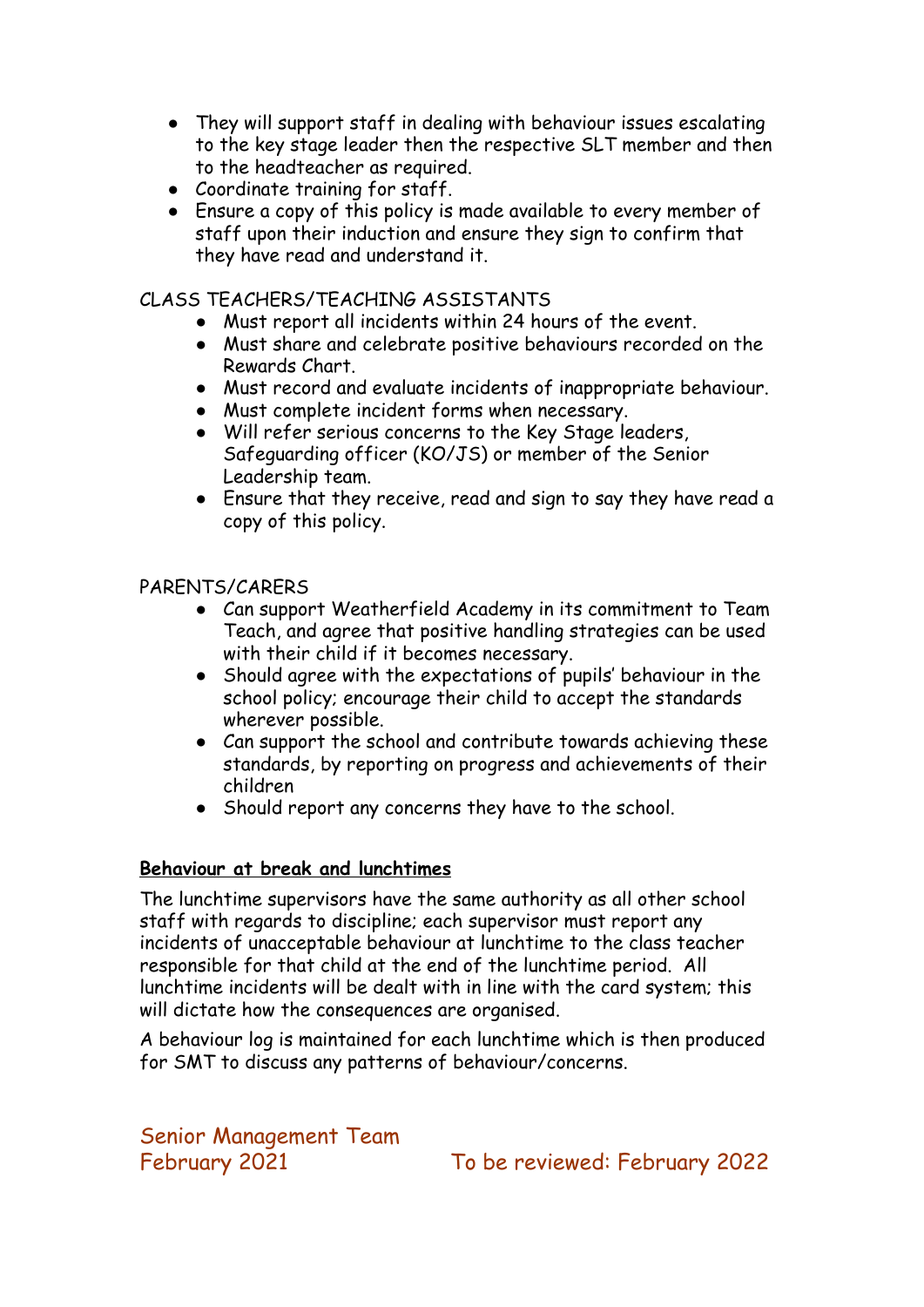- They will support staff in dealing with behaviour issues escalating to the key stage leader then the respective SLT member and then to the headteacher as required.
- Coordinate training for staff.
- Ensure a copy of this policy is made available to every member of staff upon their induction and ensure they sign to confirm that they have read and understand it.

CLASS TEACHERS/TEACHING ASSISTANTS

- Must report all incidents within 24 hours of the event.
- Must share and celebrate positive behaviours recorded on the Rewards Chart.
- Must record and evaluate incidents of inappropriate behaviour.
- Must complete incident forms when necessary.
- Will refer serious concerns to the Key Stage leaders, Safeguarding officer (KO/JS) or member of the Senior Leadership team.
- Ensure that they receive, read and sign to say they have read a copy of this policy.

PARENTS/CARERS

- Can support Weatherfield Academy in its commitment to Team Teach, and agree that positive handling strategies can be used with their child if it becomes necessary.
- Should agree with the expectations of pupils' behaviour in the school policy; encourage their child to accept the standards wherever possible.
- Can support the school and contribute towards achieving these standards, by reporting on progress and achievements of their children
- Should report any concerns they have to the school.

**Behaviour at break and lunchtimes**

The lunchtime supervisors have the same authority as all other school staff with regards to discipline; each supervisor must report any incidents of unacceptable behaviour at lunchtime to the class teacher responsible for that child at the end of the lunchtime period. All lunchtime incidents will be dealt with in line with the card system; this will dictate how the consequences are organised.

A behaviour log is maintained for each lunchtime which is then produced for SMT to discuss any patterns of behaviour/concerns.

Senior Management Team
February 2021 To be reviewed: February 2022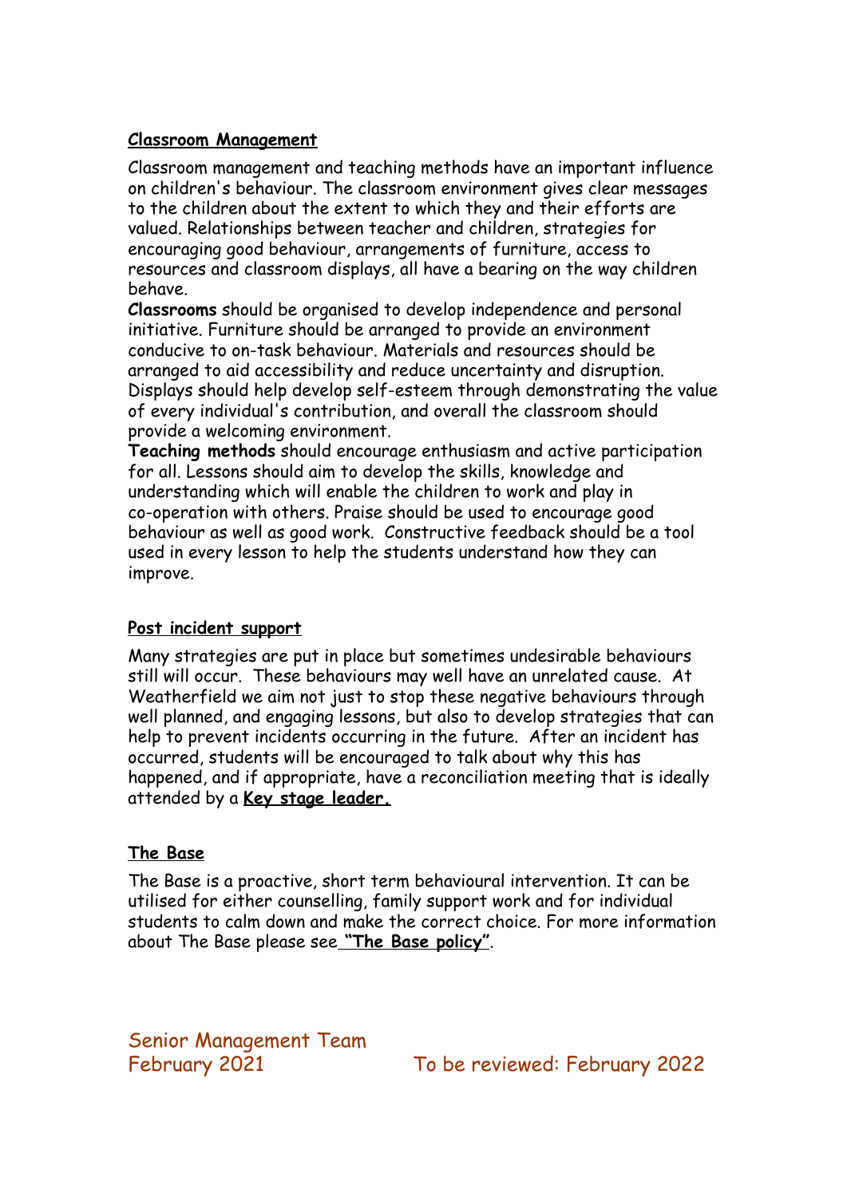## Classroom Management

Classroom management and teaching methods have an important influence on children's behaviour. The classroom environment gives clear messages to the children about the extent to which they and their efforts are valued. Relationships between teacher and children, strategies for encouraging good behaviour, arrangements of furniture, access to resources and classroom displays, all have a bearing on the way children behave.

**Classrooms** should be organised to develop independence and personal initiative. Furniture should be arranged to provide an environment conducive to on-task behaviour. Materials and resources should be arranged to aid accessibility and reduce uncertainty and disruption. Displays should help develop self-esteem through demonstrating the value of every individual's contribution, and overall the classroom should provide a welcoming environment.

**Teaching methods** should encourage enthusiasm and active participation for all. Lessons should aim to develop the skills, knowledge and understanding which will enable the children to work and play in co-operation with others. Praise should be used to encourage good behaviour as well as good work. Constructive feedback should be a tool used in every lesson to help the students understand how they can improve.

## Post incident support

Many strategies are put in place but sometimes undesirable behaviours still will occur. These behaviours may well have an unrelated cause. At Weatherfield we aim not just to stop these negative behaviours through well planned, and engaging lessons, but also to develop strategies that can help to prevent incidents occurring in the future. After an incident has occurred, students will be encouraged to talk about why this has happened, and if appropriate, have a reconciliation meeting that is ideally attended by a **Key stage leader.**

## The Base

The Base is a proactive, short term behavioural intervention. It can be utilised for either counselling, family support work and for individual students to calm down and make the correct choice. For more information about The Base please see **"The Base policy"**.

Senior Management Team
February 2021 To be reviewed: February 2022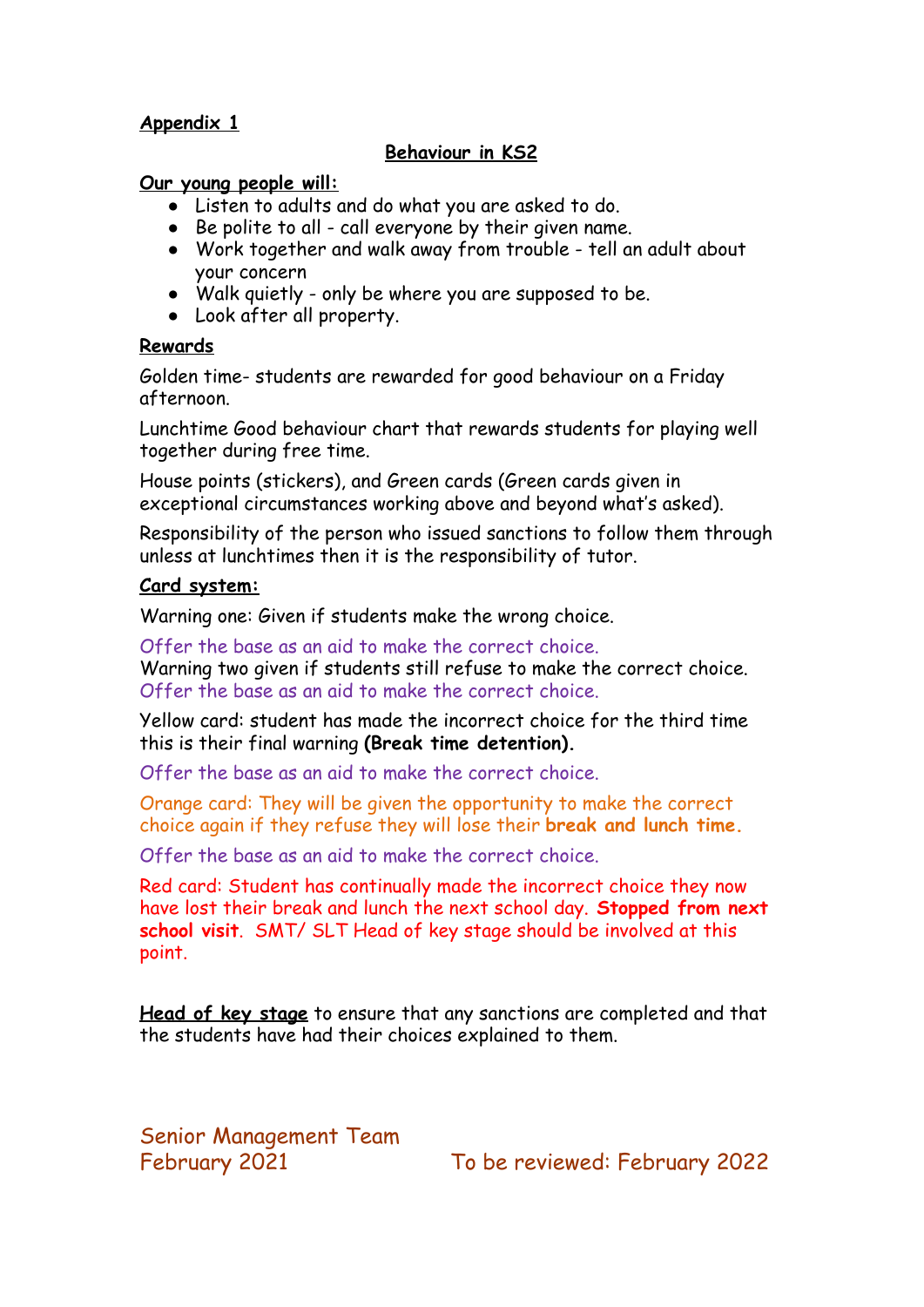**Appendix 1**

## Behaviour in KS2

**Our young people will:**

- Listen to adults and do what you are asked to do.
- Be polite to all - call everyone by their given name.
- Work together and walk away from trouble - tell an adult about your concern
- Walk quietly - only be where you are supposed to be.
- Look after all property.

**Rewards**

Golden time- students are rewarded for good behaviour on a Friday afternoon.

Lunchtime Good behaviour chart that rewards students for playing well together during free time.

House points (stickers), and Green cards (Green cards given in exceptional circumstances working above and beyond what's asked).

Responsibility of the person who issued sanctions to follow them through unless at lunchtimes then it is the responsibility of tutor.

**Card system:**

Warning one: Given if students make the wrong choice.

Offer the base as an aid to make the correct choice.
Warning two given if students still refuse to make the correct choice.
Offer the base as an aid to make the correct choice.

Yellow card: student has made the incorrect choice for the third time this is their final warning **(Break time detention).**

Offer the base as an aid to make the correct choice.

Orange card: They will be given the opportunity to make the correct choice again if they refuse they will lose their **break and lunch time.**

Offer the base as an aid to make the correct choice.

Red card: Student has continually made the incorrect choice they now have lost their break and lunch the next school day. **Stopped from next school visit**. SMT/ SLT Head of key stage should be involved at this point.

**Head of key stage** to ensure that any sanctions are completed and that the students have had their choices explained to them.

Senior Management Team
February 2021 To be reviewed: February 2022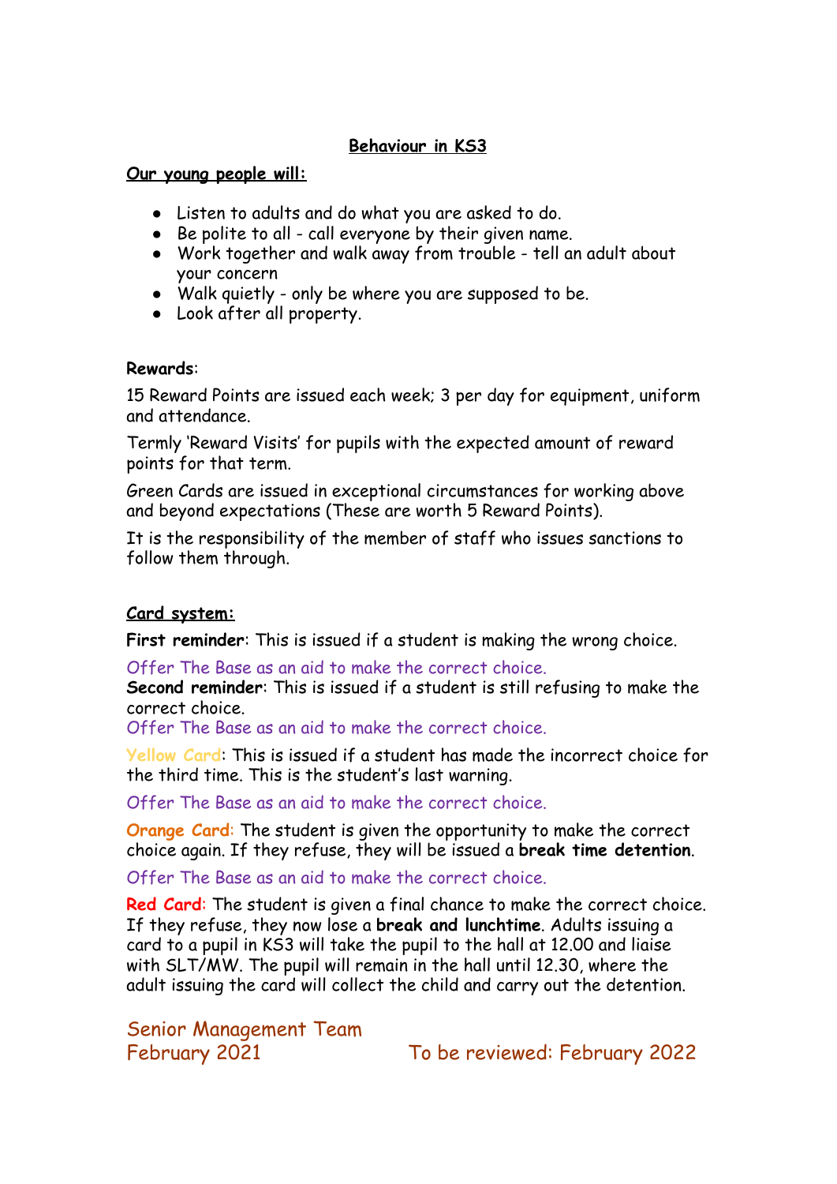## Behaviour in KS3

**Our young people will:**

- Listen to adults and do what you are asked to do.
- Be polite to all - call everyone by their given name.
- Work together and walk away from trouble - tell an adult about your concern
- Walk quietly - only be where you are supposed to be.
- Look after all property.

**Rewards**:

15 Reward Points are issued each week; 3 per day for equipment, uniform and attendance.

Termly 'Reward Visits' for pupils with the expected amount of reward points for that term.

Green Cards are issued in exceptional circumstances for working above and beyond expectations (These are worth 5 Reward Points).

It is the responsibility of the member of staff who issues sanctions to follow them through.

**Card system:**

**First reminder**: This is issued if a student is making the wrong choice.

Offer The Base as an aid to make the correct choice.

**Second reminder**: This is issued if a student is still refusing to make the correct choice.

Offer The Base as an aid to make the correct choice.

Yellow Card: This is issued if a student has made the incorrect choice for the third time. This is the student's last warning.

Offer The Base as an aid to make the correct choice.

**Orange Card**: The student is given the opportunity to make the correct choice again. If they refuse, they will be issued a **break time detention**.

Offer The Base as an aid to make the correct choice.

**Red Card**: The student is given a final chance to make the correct choice. If they refuse, they now lose a **break and lunchtime**. Adults issuing a card to a pupil in KS3 will take the pupil to the hall at 12.00 and liaise with SLT/MW. The pupil will remain in the hall until 12.30, where the adult issuing the card will collect the child and carry out the detention.

Senior Management Team
February 2021 To be reviewed: February 2022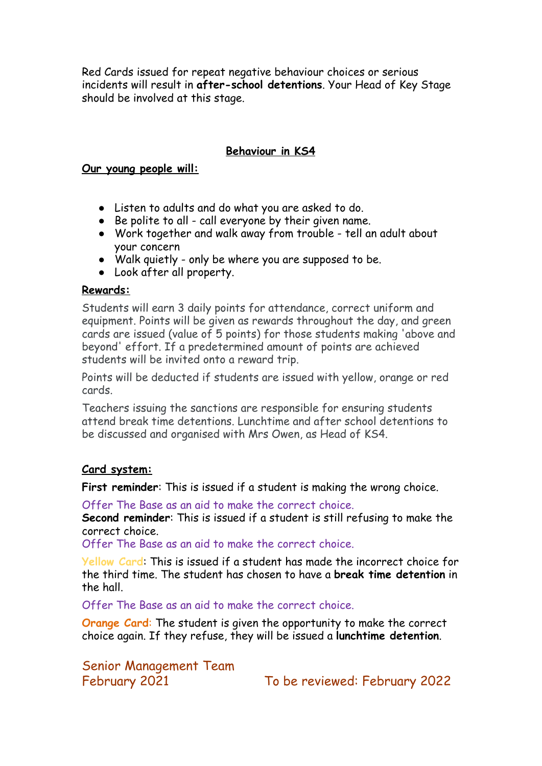Red Cards issued for repeat negative behaviour choices or serious incidents will result in **after-school detentions**. Your Head of Key Stage should be involved at this stage.

## Behaviour in KS4

**Our young people will:**

- Listen to adults and do what you are asked to do.
- Be polite to all - call everyone by their given name.
- Work together and walk away from trouble - tell an adult about your concern
- Walk quietly - only be where you are supposed to be.
- Look after all property.

**Rewards:**

Students will earn 3 daily points for attendance, correct uniform and equipment. Points will be given as rewards throughout the day, and green cards are issued (value of 5 points) for those students making 'above and beyond' effort. If a predetermined amount of points are achieved students will be invited onto a reward trip.

Points will be deducted if students are issued with yellow, orange or red cards.

Teachers issuing the sanctions are responsible for ensuring students attend break time detentions. Lunchtime and after school detentions to be discussed and organised with Mrs Owen, as Head of KS4.

**Card system:**

**First reminder**: This is issued if a student is making the wrong choice.

Offer The Base as an aid to make the correct choice.

**Second reminder**: This is issued if a student is still refusing to make the correct choice.

Offer The Base as an aid to make the correct choice.

**Yellow Card**: This is issued if a student has made the incorrect choice for the third time. The student has chosen to have a **break time detention** in the hall.

Offer The Base as an aid to make the correct choice.

**Orange Card**: The student is given the opportunity to make the correct choice again. If they refuse, they will be issued a **lunchtime detention**.

Senior Management Team
February 2021 To be reviewed: February 2022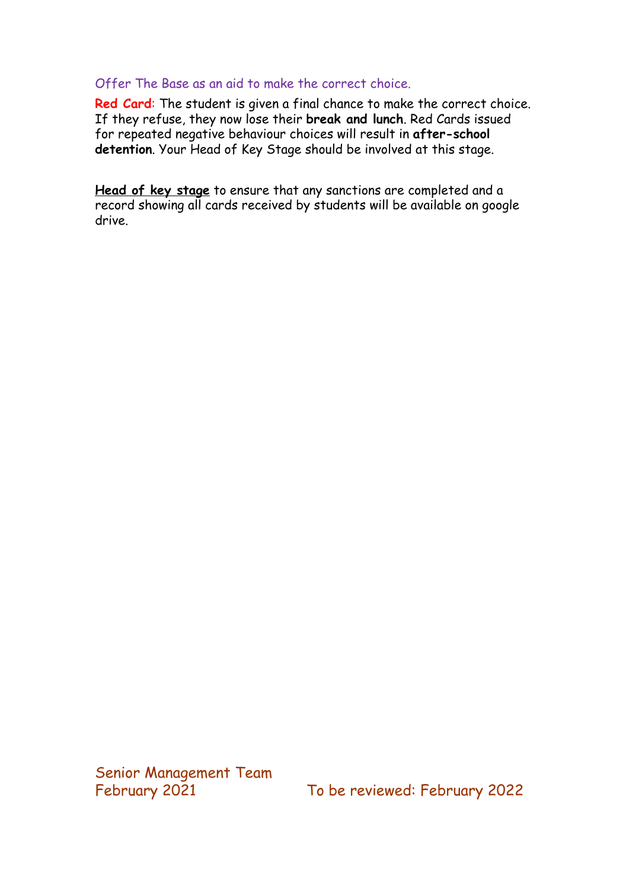Offer The Base as an aid to make the correct choice.

**Red Card:** The student is given a final chance to make the correct choice. If they refuse, they now lose their **break and lunch**. Red Cards issued for repeated negative behaviour choices will result in **after-school detention**. Your Head of Key Stage should be involved at this stage.

**Head of key stage** to ensure that any sanctions are completed and a record showing all cards received by students will be available on google drive.

Senior Management Team
February 2021 To be reviewed: February 2022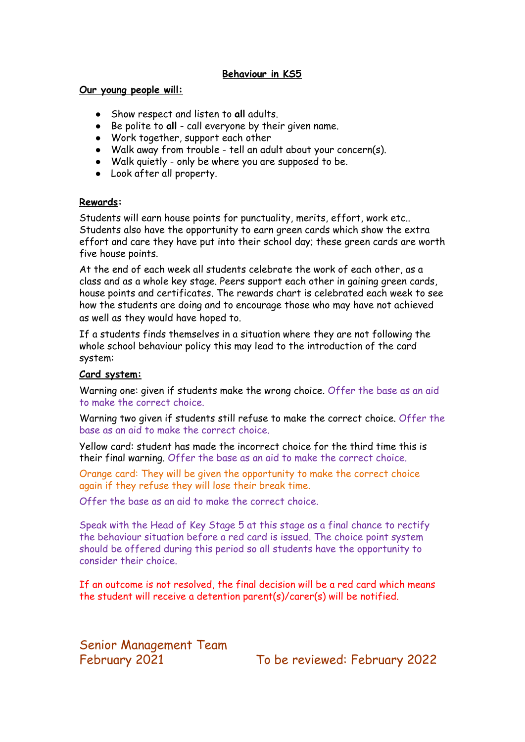## Behaviour in KS5

**Our young people will:**

- Show respect and listen to **all** adults.
- Be polite to **all** - call everyone by their given name.
- Work together, support each other
- Walk away from trouble - tell an adult about your concern(s).
- Walk quietly - only be where you are supposed to be.
- Look after all property.

**Rewards:**

Students will earn house points for punctuality, merits, effort, work etc.. Students also have the opportunity to earn green cards which show the extra effort and care they have put into their school day; these green cards are worth five house points.

At the end of each week all students celebrate the work of each other, as a class and as a whole key stage. Peers support each other in gaining green cards, house points and certificates. The rewards chart is celebrated each week to see how the students are doing and to encourage those who may have not achieved as well as they would have hoped to.

If a students finds themselves in a situation where they are not following the whole school behaviour policy this may lead to the introduction of the card system:

**Card system:**

Warning one: given if students make the wrong choice. Offer the base as an aid to make the correct choice.

Warning two given if students still refuse to make the correct choice. Offer the base as an aid to make the correct choice.

Yellow card: student has made the incorrect choice for the third time this is their final warning. Offer the base as an aid to make the correct choice.

Orange card: They will be given the opportunity to make the correct choice again if they refuse they will lose their break time.

Offer the base as an aid to make the correct choice.

Speak with the Head of Key Stage 5 at this stage as a final chance to rectify the behaviour situation before a red card is issued. The choice point system should be offered during this period so all students have the opportunity to consider their choice.

If an outcome is not resolved, the final decision will be a red card which means the student will receive a detention parent(s)/carer(s) will be notified.

Senior Management Team
February 2021 To be reviewed: February 2022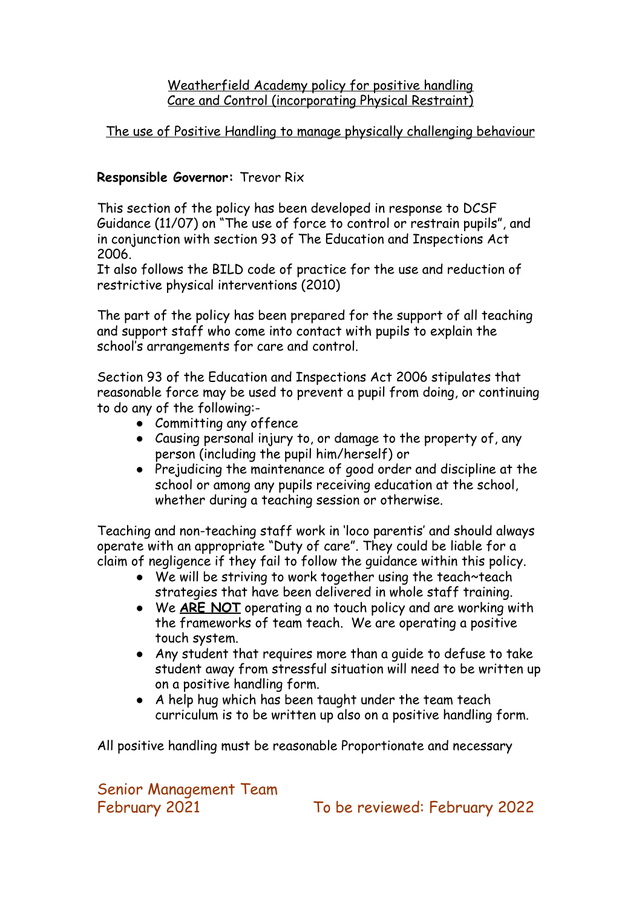## Weatherfield Academy policy for positive handling Care and Control (incorporating Physical Restraint)

### The use of Positive Handling to manage physically challenging behaviour

**Responsible Governor:** Trevor Rix

This section of the policy has been developed in response to DCSF Guidance (11/07) on "The use of force to control or restrain pupils", and in conjunction with section 93 of The Education and Inspections Act 2006.
It also follows the BILD code of practice for the use and reduction of restrictive physical interventions (2010)

The part of the policy has been prepared for the support of all teaching and support staff who come into contact with pupils to explain the school's arrangements for care and control.

Section 93 of the Education and Inspections Act 2006 stipulates that reasonable force may be used to prevent a pupil from doing, or continuing to do any of the following:-

- Committing any offence
- Causing personal injury to, or damage to the property of, any person (including the pupil him/herself) or
- Prejudicing the maintenance of good order and discipline at the school or among any pupils receiving education at the school, whether during a teaching session or otherwise.

Teaching and non-teaching staff work in 'loco parentis' and should always operate with an appropriate "Duty of care". They could be liable for a claim of negligence if they fail to follow the guidance within this policy.

- We will be striving to work together using the teach~teach strategies that have been delivered in whole staff training.
- We <u>**ARE NOT**</u> operating a no touch policy and are working with the frameworks of team teach. We are operating a positive touch system.
- Any student that requires more than a guide to defuse to take student away from stressful situation will need to be written up on a positive handling form.
- A help hug which has been taught under the team teach curriculum is to be written up also on a positive handling form.

All positive handling must be reasonable Proportionate and necessary

Senior Management Team
February 2021 To be reviewed: February 2022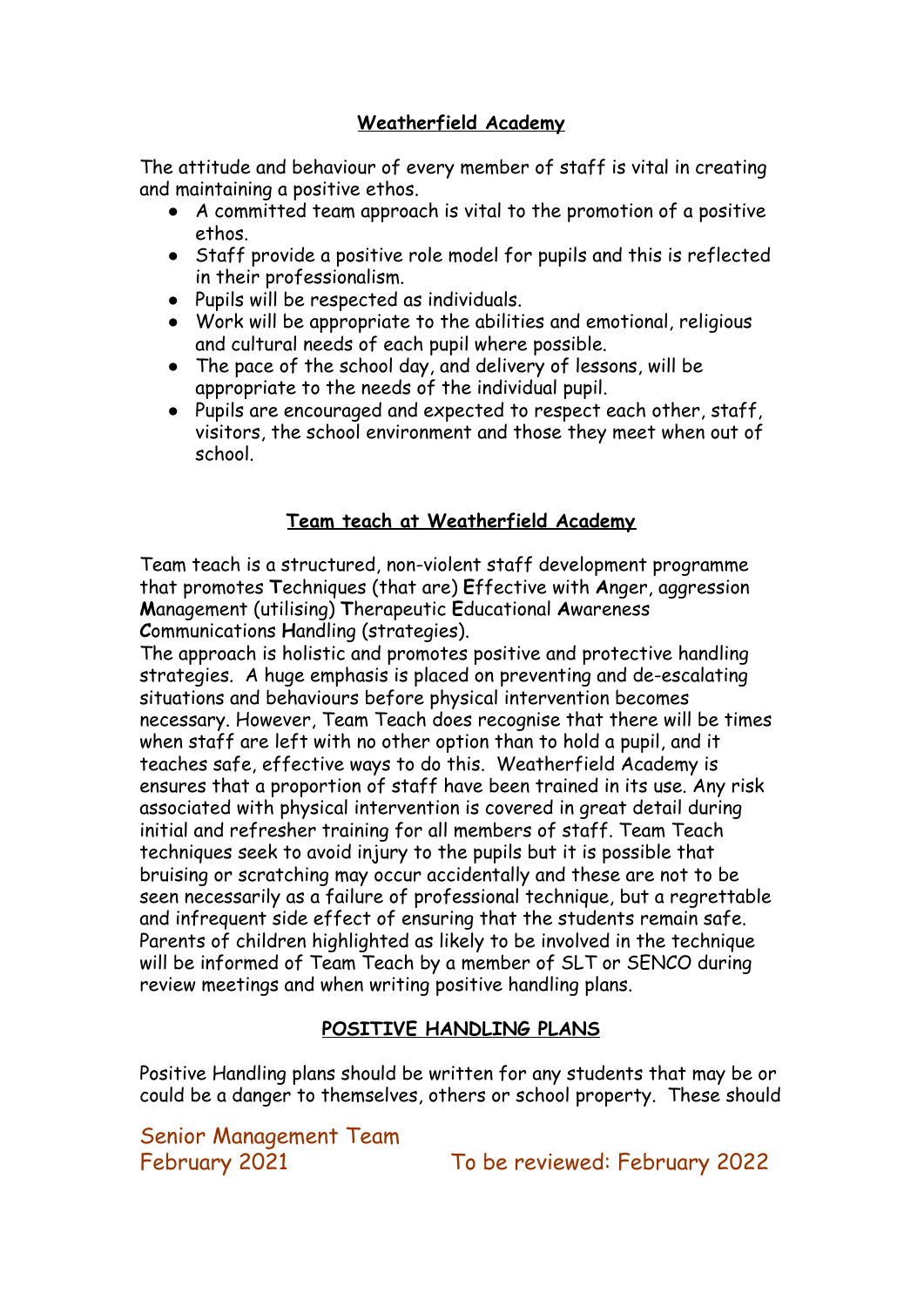## Weatherfield Academy

The attitude and behaviour of every member of staff is vital in creating and maintaining a positive ethos.

- A committed team approach is vital to the promotion of a positive ethos.
- Staff provide a positive role model for pupils and this is reflected in their professionalism.
- Pupils will be respected as individuals.
- Work will be appropriate to the abilities and emotional, religious and cultural needs of each pupil where possible.
- The pace of the school day, and delivery of lessons, will be appropriate to the needs of the individual pupil.
- Pupils are encouraged and expected to respect each other, staff, visitors, the school environment and those they meet when out of school.

## Team teach at Weatherfield Academy

Team teach is a structured, non-violent staff development programme that promotes **T**echniques (that are) **E**ffective with **A**nger, aggression **M**anagement (utilising) **T**herapeutic **E**ducational **A**wareness **C**ommunications **H**andling (strategies).

The approach is holistic and promotes positive and protective handling strategies. A huge emphasis is placed on preventing and de-escalating situations and behaviours before physical intervention becomes necessary. However, Team Teach does recognise that there will be times when staff are left with no other option than to hold a pupil, and it teaches safe, effective ways to do this. Weatherfield Academy is ensures that a proportion of staff have been trained in its use. Any risk associated with physical intervention is covered in great detail during initial and refresher training for all members of staff. Team Teach techniques seek to avoid injury to the pupils but it is possible that bruising or scratching may occur accidentally and these are not to be seen necessarily as a failure of professional technique, but a regrettable and infrequent side effect of ensuring that the students remain safe. Parents of children highlighted as likely to be involved in the technique will be informed of Team Teach by a member of SLT or SENCO during review meetings and when writing positive handling plans.

## POSITIVE HANDLING PLANS

Positive Handling plans should be written for any students that may be or could be a danger to themselves, others or school property. These should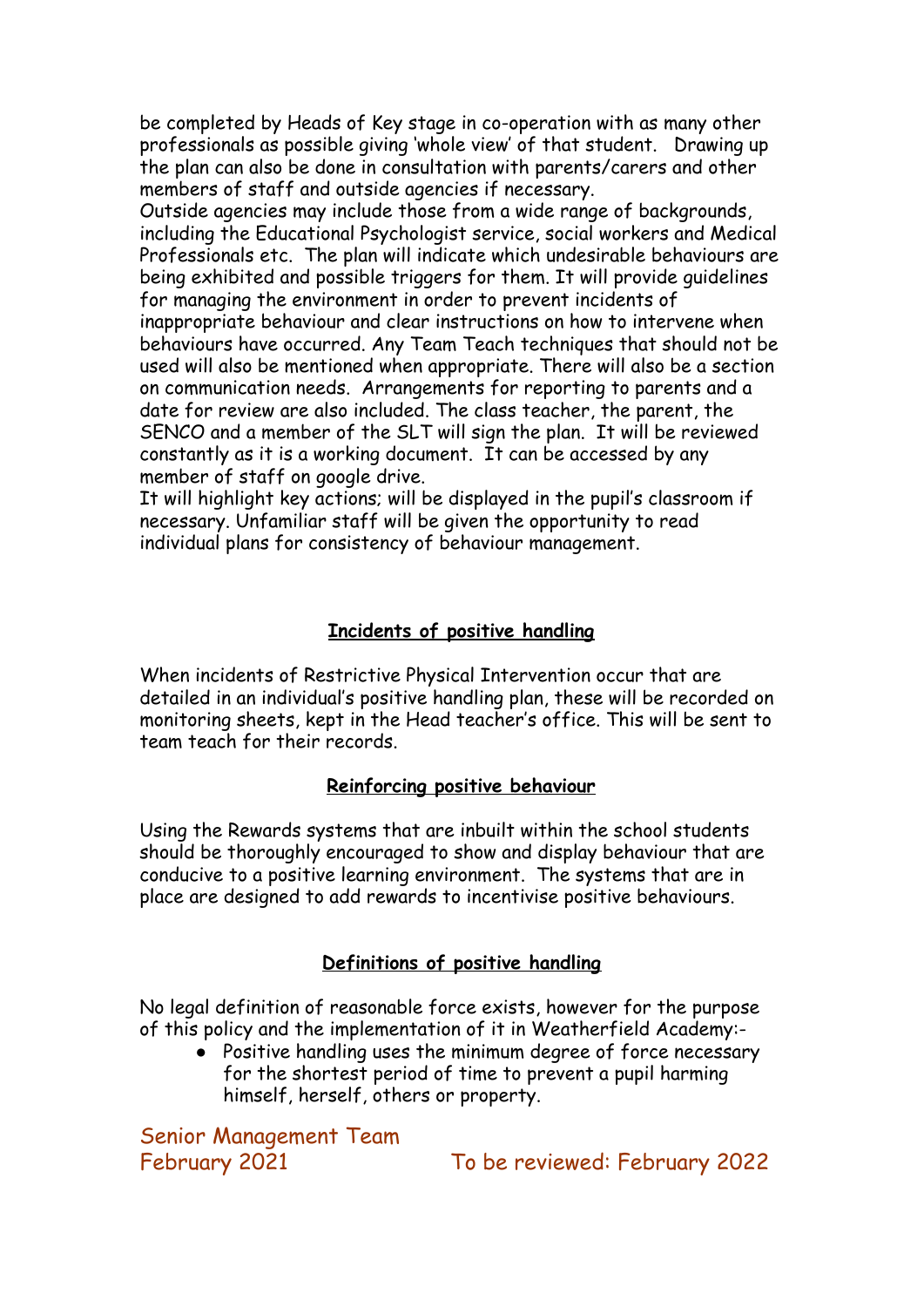be completed by Heads of Key stage in co-operation with as many other professionals as possible giving 'whole view' of that student. Drawing up the plan can also be done in consultation with parents/carers and other members of staff and outside agencies if necessary.
Outside agencies may include those from a wide range of backgrounds, including the Educational Psychologist service, social workers and Medical Professionals etc. The plan will indicate which undesirable behaviours are being exhibited and possible triggers for them. It will provide guidelines for managing the environment in order to prevent incidents of inappropriate behaviour and clear instructions on how to intervene when behaviours have occurred. Any Team Teach techniques that should not be used will also be mentioned when appropriate. There will also be a section on communication needs. Arrangements for reporting to parents and a date for review are also included. The class teacher, the parent, the SENCO and a member of the SLT will sign the plan. It will be reviewed constantly as it is a working document. It can be accessed by any member of staff on google drive.
It will highlight key actions; will be displayed in the pupil's classroom if necessary. Unfamiliar staff will be given the opportunity to read individual plans for consistency of behaviour management.

## Incidents of positive handling

When incidents of Restrictive Physical Intervention occur that are detailed in an individual's positive handling plan, these will be recorded on monitoring sheets, kept in the Head teacher's office. This will be sent to team teach for their records.

## Reinforcing positive behaviour

Using the Rewards systems that are inbuilt within the school students should be thoroughly encouraged to show and display behaviour that are conducive to a positive learning environment. The systems that are in place are designed to add rewards to incentivise positive behaviours.

## Definitions of positive handling

No legal definition of reasonable force exists, however for the purpose of this policy and the implementation of it in Weatherfield Academy:-

- Positive handling uses the minimum degree of force necessary for the shortest period of time to prevent a pupil harming himself, herself, others or property.

Senior Management Team
February 2021 To be reviewed: February 2022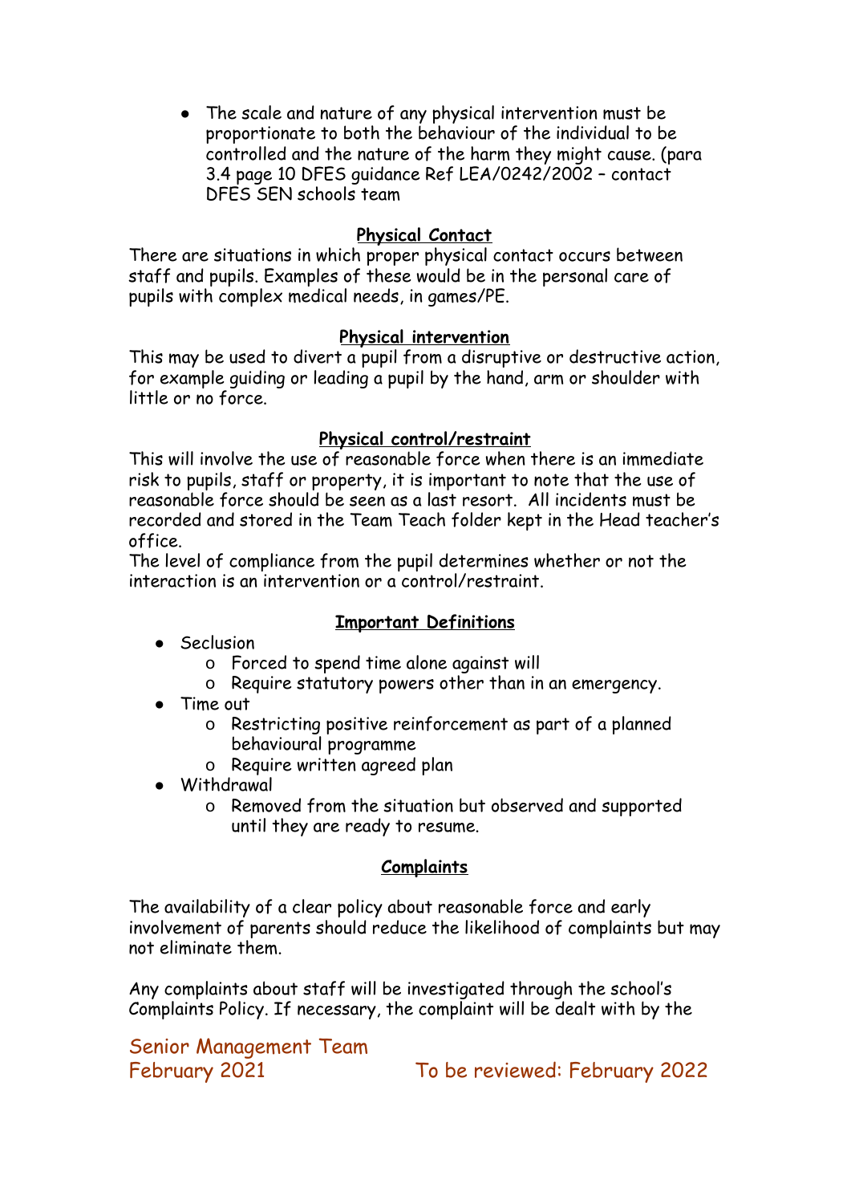- The scale and nature of any physical intervention must be proportionate to both the behaviour of the individual to be controlled and the nature of the harm they might cause. (para 3.4 page 10 DFES guidance Ref LEA/0242/2002 – contact DFES SEN schools team

## Physical Contact

There are situations in which proper physical contact occurs between staff and pupils. Examples of these would be in the personal care of pupils with complex medical needs, in games/PE.

## Physical intervention

This may be used to divert a pupil from a disruptive or destructive action, for example guiding or leading a pupil by the hand, arm or shoulder with little or no force.

## Physical control/restraint

This will involve the use of reasonable force when there is an immediate risk to pupils, staff or property, it is important to note that the use of reasonable force should be seen as a last resort. All incidents must be recorded and stored in the Team Teach folder kept in the Head teacher's office.

The level of compliance from the pupil determines whether or not the interaction is an intervention or a control/restraint.

## Important Definitions

- Seclusion
  - Forced to spend time alone against will
  - Require statutory powers other than in an emergency.
- Time out
  - Restricting positive reinforcement as part of a planned behavioural programme
  - Require written agreed plan
- Withdrawal
  - Removed from the situation but observed and supported until they are ready to resume.

## Complaints

The availability of a clear policy about reasonable force and early involvement of parents should reduce the likelihood of complaints but may not eliminate them.

Any complaints about staff will be investigated through the school's Complaints Policy. If necessary, the complaint will be dealt with by the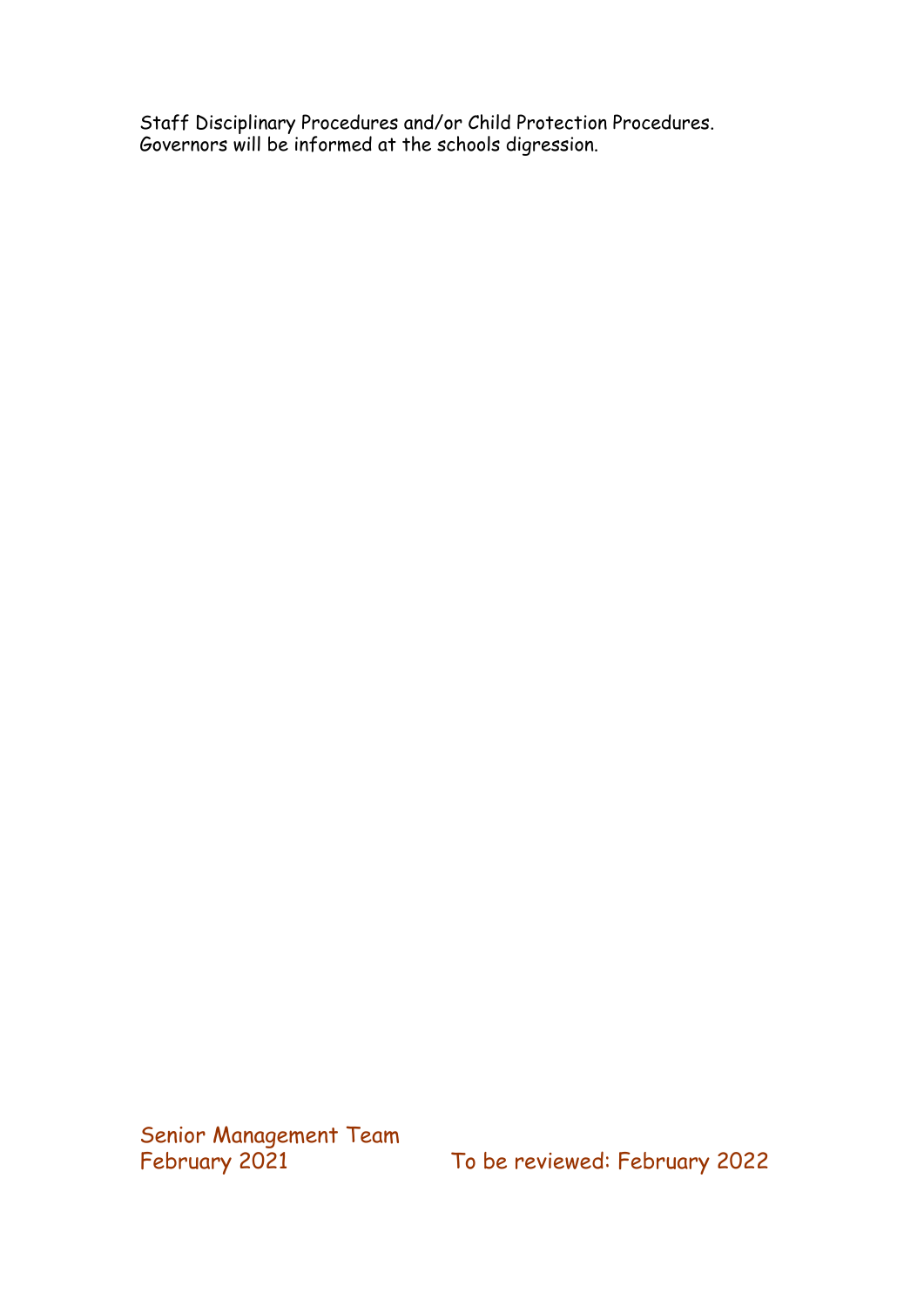Staff Disciplinary Procedures and/or Child Protection Procedures.
Governors will be informed at the schools digression.

Senior Management Team
February 2021 To be reviewed: February 2022